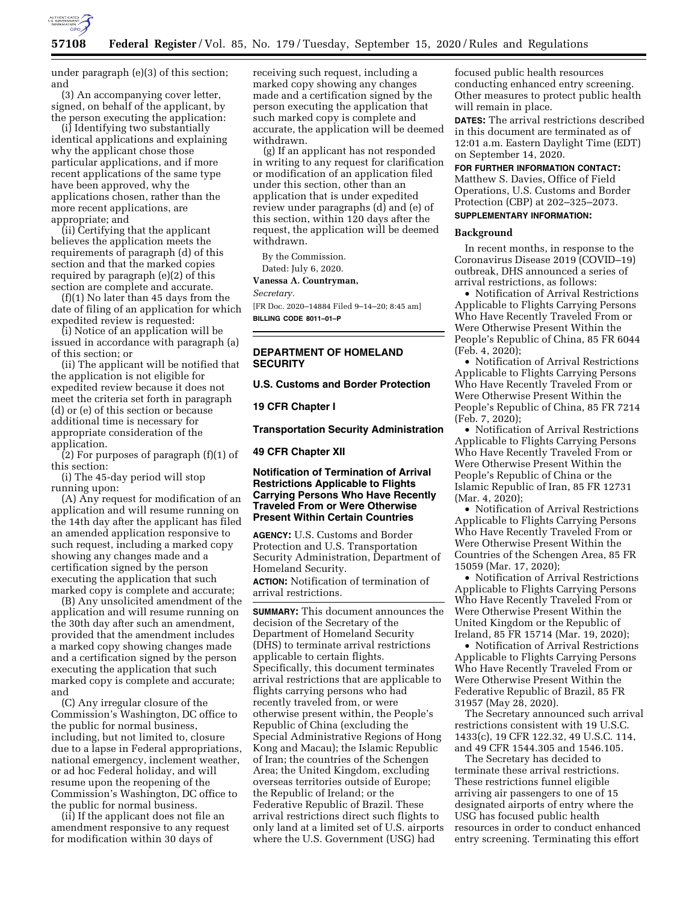under paragraph (e)(3) of this section; and

(3) An accompanying cover letter, signed, on behalf of the applicant, by the person executing the application:

(i) Identifying two substantially identical applications and explaining why the applicant chose those particular applications, and if more recent applications of the same type have been approved, why the applications chosen, rather than the more recent applications, are appropriate; and

(ii) Certifying that the applicant believes the application meets the requirements of paragraph (d) of this section and that the marked copies required by paragraph (e)(2) of this section are complete and accurate.

(f)(1) No later than 45 days from the date of filing of an application for which expedited review is requested:

(i) Notice of an application will be issued in accordance with paragraph (a) of this section; or

(ii) The applicant will be notified that the application is not eligible for expedited review because it does not meet the criteria set forth in paragraph (d) or (e) of this section or because additional time is necessary for appropriate consideration of the application.

(2) For purposes of paragraph (f)(1) of this section:

(i) The 45-day period will stop running upon:

(A) Any request for modification of an application and will resume running on the 14th day after the applicant has filed an amended application responsive to such request, including a marked copy showing any changes made and a certification signed by the person executing the application that such marked copy is complete and accurate;

(B) Any unsolicited amendment of the application and will resume running on the 30th day after such an amendment, provided that the amendment includes a marked copy showing changes made and a certification signed by the person executing the application that such marked copy is complete and accurate; and

(C) Any irregular closure of the Commission's Washington, DC office to the public for normal business, including, but not limited to, closure due to a lapse in Federal appropriations, national emergency, inclement weather, or ad hoc Federal holiday, and will resume upon the reopening of the Commission's Washington, DC office to the public for normal business.

(ii) If the applicant does not file an amendment responsive to any request for modification within 30 days of receiving such request, including a marked copy showing any changes made and a certification signed by the person executing the application that such marked copy is complete and accurate, the application will be deemed withdrawn.

(g) If an applicant has not responded in writing to any request for clarification or modification of an application filed under this section, other than an application that is under expedited review under paragraphs (d) and (e) of this section, within 120 days after the request, the application will be deemed withdrawn.

By the Commission.

Dated: July 6, 2020.

**Vanessa A. Countryman,**

*Secretary.*

[FR Doc. 2020–14884 Filed 9–14–20; 8:45 am]

**BILLING CODE 8011–01–P**

---

## DEPARTMENT OF HOMELAND SECURITY

### U.S. Customs and Border Protection

### 19 CFR Chapter I

### Transportation Security Administration

### 49 CFR Chapter XII

### Notification of Termination of Arrival Restrictions Applicable to Flights Carrying Persons Who Have Recently Traveled From or Were Otherwise Present Within Certain Countries

**AGENCY:** U.S. Customs and Border Protection and U.S. Transportation Security Administration, Department of Homeland Security.

**ACTION:** Notification of termination of arrival restrictions.

**SUMMARY:** This document announces the decision of the Secretary of the Department of Homeland Security (DHS) to terminate arrival restrictions applicable to certain flights. Specifically, this document terminates arrival restrictions that are applicable to flights carrying persons who had recently traveled from, or were otherwise present within, the People's Republic of China (excluding the Special Administrative Regions of Hong Kong and Macau); the Islamic Republic of Iran; the countries of the Schengen Area; the United Kingdom, excluding overseas territories outside of Europe; the Republic of Ireland; or the Federative Republic of Brazil. These arrival restrictions direct such flights to only land at a limited set of U.S. airports where the U.S. Government (USG) had focused public health resources conducting enhanced entry screening. Other measures to protect public health will remain in place.

**DATES:** The arrival restrictions described in this document are terminated as of 12:01 a.m. Eastern Daylight Time (EDT) on September 14, 2020.

**FOR FURTHER INFORMATION CONTACT:** Matthew S. Davies, Office of Field Operations, U.S. Customs and Border Protection (CBP) at 202–325–2073.

**SUPPLEMENTARY INFORMATION:**

#### Background

In recent months, in response to the Coronavirus Disease 2019 (COVID–19) outbreak, DHS announced a series of arrival restrictions, as follows:

- Notification of Arrival Restrictions Applicable to Flights Carrying Persons Who Have Recently Traveled From or Were Otherwise Present Within the People's Republic of China, 85 FR 6044 (Feb. 4, 2020);
- Notification of Arrival Restrictions Applicable to Flights Carrying Persons Who Have Recently Traveled From or Were Otherwise Present Within the People's Republic of China, 85 FR 7214 (Feb. 7, 2020);
- Notification of Arrival Restrictions Applicable to Flights Carrying Persons Who Have Recently Traveled From or Were Otherwise Present Within the People's Republic of China or the Islamic Republic of Iran, 85 FR 12731 (Mar. 4, 2020);
- Notification of Arrival Restrictions Applicable to Flights Carrying Persons Who Have Recently Traveled From or Were Otherwise Present Within the Countries of the Schengen Area, 85 FR 15059 (Mar. 17, 2020);
- Notification of Arrival Restrictions Applicable to Flights Carrying Persons Who Have Recently Traveled From or Were Otherwise Present Within the United Kingdom or the Republic of Ireland, 85 FR 15714 (Mar. 19, 2020);
- Notification of Arrival Restrictions Applicable to Flights Carrying Persons Who Have Recently Traveled From or Were Otherwise Present Within the Federative Republic of Brazil, 85 FR 31957 (May 28, 2020).

The Secretary announced such arrival restrictions consistent with 19 U.S.C. 1433(c), 19 CFR 122.32, 49 U.S.C. 114, and 49 CFR 1544.305 and 1546.105.

The Secretary has decided to terminate these arrival restrictions. These restrictions funnel eligible arriving air passengers to one of 15 designated airports of entry where the USG has focused public health resources in order to conduct enhanced entry screening. Terminating this effort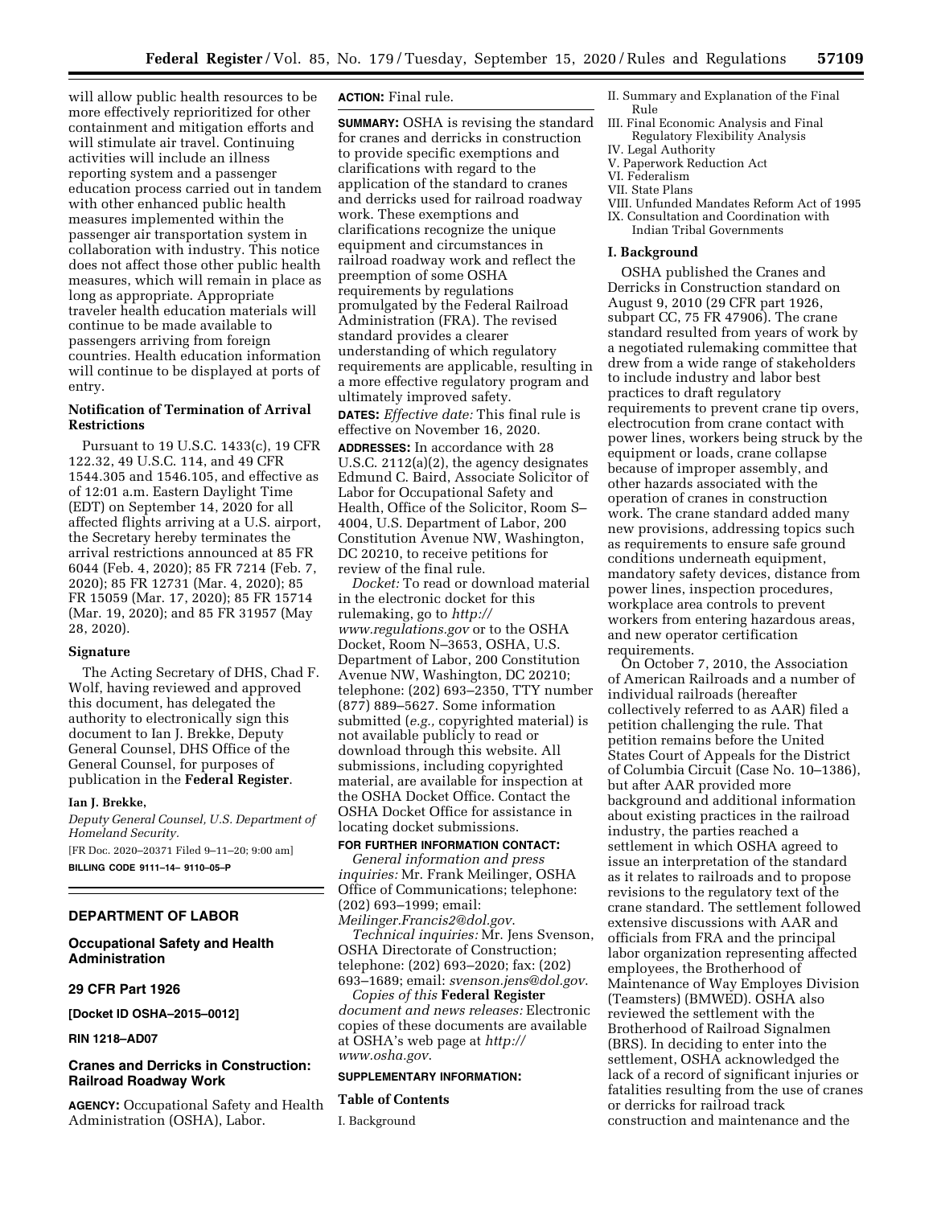will allow public health resources to be more effectively reprioritized for other containment and mitigation efforts and will stimulate air travel. Continuing activities will include an illness reporting system and a passenger education process carried out in tandem with other enhanced public health measures implemented within the passenger air transportation system in collaboration with industry. This notice does not affect those other public health measures, which will remain in place as long as appropriate. Appropriate traveler health education materials will continue to be made available to passengers arriving from foreign countries. Health education information will continue to be displayed at ports of entry.

**Notification of Termination of Arrival Restrictions**

Pursuant to 19 U.S.C. 1433(c), 19 CFR 122.32, 49 U.S.C. 114, and 49 CFR 1544.305 and 1546.105, and effective as of 12:01 a.m. Eastern Daylight Time (EDT) on September 14, 2020 for all affected flights arriving at a U.S. airport, the Secretary hereby terminates the arrival restrictions announced at 85 FR 6044 (Feb. 4, 2020); 85 FR 7214 (Feb. 7, 2020); 85 FR 12731 (Mar. 4, 2020); 85 FR 15059 (Mar. 17, 2020); 85 FR 15714 (Mar. 19, 2020); and 85 FR 31957 (May 28, 2020).

**Signature**

The Acting Secretary of DHS, Chad F. Wolf, having reviewed and approved this document, has delegated the authority to electronically sign this document to Ian J. Brekke, Deputy General Counsel, DHS Office of the General Counsel, for purposes of publication in the **Federal Register**.

**Ian J. Brekke,**

*Deputy General Counsel, U.S. Department of Homeland Security.*

[FR Doc. 2020–20371 Filed 9–11–20; 9:00 am]

**BILLING CODE 9111–14– 9110–05–P**

---

## DEPARTMENT OF LABOR

## Occupational Safety and Health Administration

## 29 CFR Part 1926

**[Docket ID OSHA–2015–0012]**

**RIN 1218–AD07**

## Cranes and Derricks in Construction: Railroad Roadway Work

**AGENCY:** Occupational Safety and Health Administration (OSHA), Labor.

**ACTION:** Final rule.

**SUMMARY:** OSHA is revising the standard for cranes and derricks in construction to provide specific exemptions and clarifications with regard to the application of the standard to cranes and derricks used for railroad roadway work. These exemptions and clarifications recognize the unique equipment and circumstances in railroad roadway work and reflect the preemption of some OSHA requirements by regulations promulgated by the Federal Railroad Administration (FRA). The revised standard provides a clearer understanding of which regulatory requirements are applicable, resulting in a more effective regulatory program and ultimately improved safety.

**DATES:** *Effective date:* This final rule is effective on November 16, 2020.

**ADDRESSES:** In accordance with 28 U.S.C. 2112(a)(2), the agency designates Edmund C. Baird, Associate Solicitor of Labor for Occupational Safety and Health, Office of the Solicitor, Room S–4004, U.S. Department of Labor, 200 Constitution Avenue NW, Washington, DC 20210, to receive petitions for review of the final rule.

*Docket:* To read or download material in the electronic docket for this rulemaking, go to *http://www.regulations.gov* or to the OSHA Docket, Room N–3653, OSHA, U.S. Department of Labor, 200 Constitution Avenue NW, Washington, DC 20210; telephone: (202) 693–2350, TTY number (877) 889–5627. Some information submitted (*e.g.,* copyrighted material) is not available publicly to read or download through this website. All submissions, including copyrighted material, are available for inspection at the OSHA Docket Office. Contact the OSHA Docket Office for assistance in locating docket submissions.

**FOR FURTHER INFORMATION CONTACT:**

*General information and press inquiries:* Mr. Frank Meilinger, OSHA Office of Communications; telephone: (202) 693–1999; email: *Meilinger.Francis2@dol.gov*.

*Technical inquiries:* Mr. Jens Svenson, OSHA Directorate of Construction; telephone: (202) 693–2020; fax: (202) 693–1689; email: *svenson.jens@dol.gov*.

*Copies of this* **Federal Register** *document and news releases:* Electronic copies of these documents are available at OSHA's web page at *http://www.osha.gov*.

**SUPPLEMENTARY INFORMATION:**

**Table of Contents**

I. Background
II. Summary and Explanation of the Final Rule
III. Final Economic Analysis and Final Regulatory Flexibility Analysis
IV. Legal Authority
V. Paperwork Reduction Act
VI. Federalism
VII. State Plans
VIII. Unfunded Mandates Reform Act of 1995
IX. Consultation and Coordination with Indian Tribal Governments

**I. Background**

OSHA published the Cranes and Derricks in Construction standard on August 9, 2010 (29 CFR part 1926, subpart CC, 75 FR 47906). The crane standard resulted from years of work by a negotiated rulemaking committee that drew from a wide range of stakeholders to include industry and labor best practices to draft regulatory requirements to prevent crane tip overs, electrocution from crane contact with power lines, workers being struck by the equipment or loads, crane collapse because of improper assembly, and other hazards associated with the operation of cranes in construction work. The crane standard added many new provisions, addressing topics such as requirements to ensure safe ground conditions underneath equipment, mandatory safety devices, distance from power lines, inspection procedures, workplace area controls to prevent workers from entering hazardous areas, and new operator certification requirements.

On October 7, 2010, the Association of American Railroads and a number of individual railroads (hereafter collectively referred to as AAR) filed a petition challenging the rule. That petition remains before the United States Court of Appeals for the District of Columbia Circuit (Case No. 10–1386), but after AAR provided more background and additional information about existing practices in the railroad industry, the parties reached a settlement in which OSHA agreed to issue an interpretation of the standard as it relates to railroads and to propose revisions to the regulatory text of the crane standard. The settlement followed extensive discussions with AAR and officials from FRA and the principal labor organization representing affected employees, the Brotherhood of Maintenance of Way Employes Division (Teamsters) (BMWED). OSHA also reviewed the settlement with the Brotherhood of Railroad Signalmen (BRS). In deciding to enter into the settlement, OSHA acknowledged the lack of a record of significant injuries or fatalities resulting from the use of cranes or derricks for railroad track construction and maintenance and the